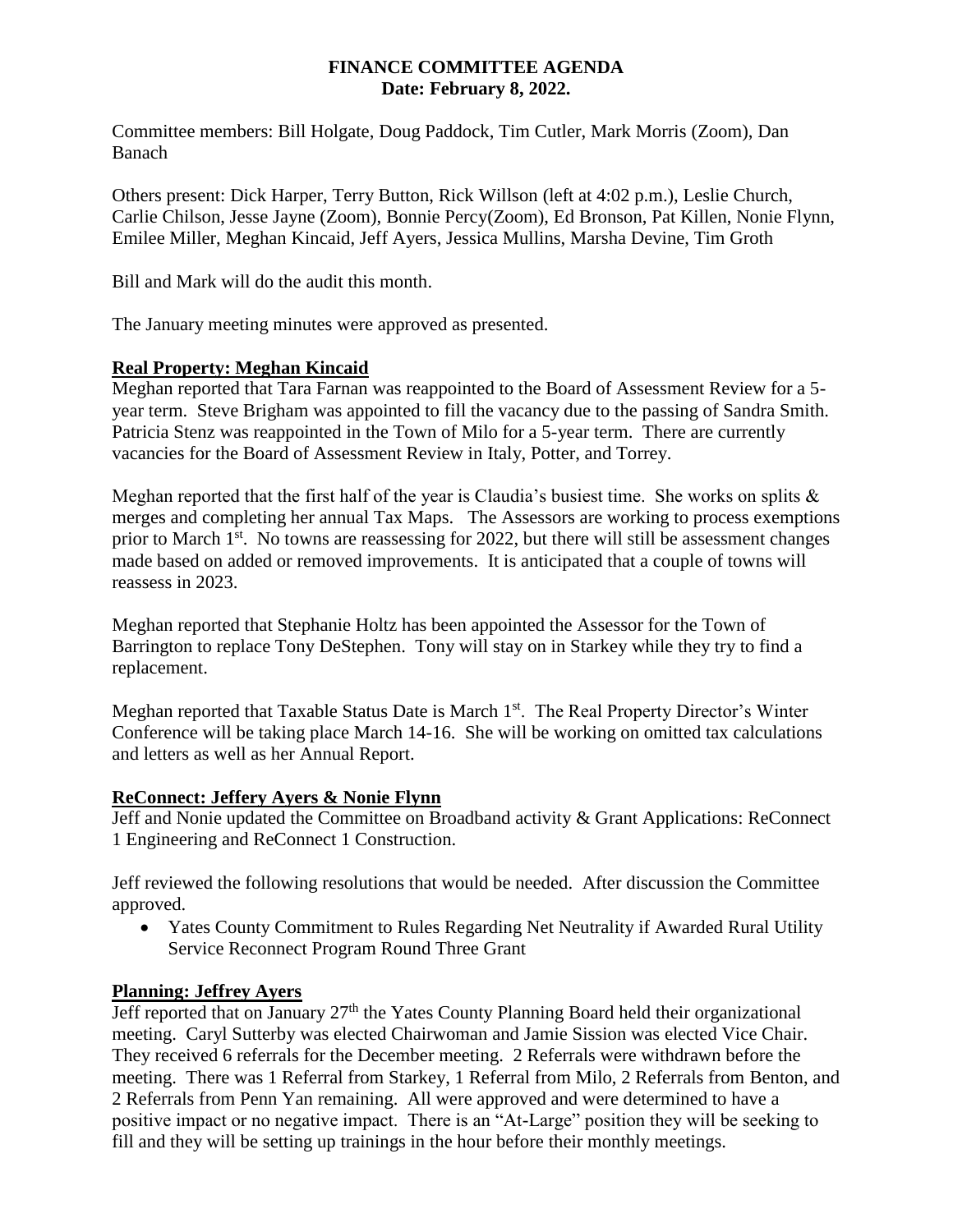**FINANCE COMMITTEE AGENDA**
**Date: February 8, 2022.**

Committee members: Bill Holgate, Doug Paddock, Tim Cutler, Mark Morris (Zoom), Dan Banach

Others present: Dick Harper, Terry Button, Rick Willson (left at 4:02 p.m.), Leslie Church, Carlie Chilson, Jesse Jayne (Zoom), Bonnie Percy(Zoom), Ed Bronson, Pat Killen, Nonie Flynn, Emilee Miller, Meghan Kincaid, Jeff Ayers, Jessica Mullins, Marsha Devine, Tim Groth

Bill and Mark will do the audit this month.

The January meeting minutes were approved as presented.

**Real Property: Meghan Kincaid**

Meghan reported that Tara Farnan was reappointed to the Board of Assessment Review for a 5-year term. Steve Brigham was appointed to fill the vacancy due to the passing of Sandra Smith. Patricia Stenz was reappointed in the Town of Milo for a 5-year term. There are currently vacancies for the Board of Assessment Review in Italy, Potter, and Torrey.

Meghan reported that the first half of the year is Claudia's busiest time. She works on splits & merges and completing her annual Tax Maps. The Assessors are working to process exemptions prior to March 1st. No towns are reassessing for 2022, but there will still be assessment changes made based on added or removed improvements. It is anticipated that a couple of towns will reassess in 2023.

Meghan reported that Stephanie Holtz has been appointed the Assessor for the Town of Barrington to replace Tony DeStephen. Tony will stay on in Starkey while they try to find a replacement.

Meghan reported that Taxable Status Date is March 1st. The Real Property Director's Winter Conference will be taking place March 14-16. She will be working on omitted tax calculations and letters as well as her Annual Report.

**ReConnect: Jeffery Ayers & Nonie Flynn**

Jeff and Nonie updated the Committee on Broadband activity & Grant Applications: ReConnect 1 Engineering and ReConnect 1 Construction.

Jeff reviewed the following resolutions that would be needed. After discussion the Committee approved.

- Yates County Commitment to Rules Regarding Net Neutrality if Awarded Rural Utility Service Reconnect Program Round Three Grant

**Planning: Jeffrey Ayers**

Jeff reported that on January 27th the Yates County Planning Board held their organizational meeting. Caryl Sutterby was elected Chairwoman and Jamie Sission was elected Vice Chair. They received 6 referrals for the December meeting. 2 Referrals were withdrawn before the meeting. There was 1 Referral from Starkey, 1 Referral from Milo, 2 Referrals from Benton, and 2 Referrals from Penn Yan remaining. All were approved and were determined to have a positive impact or no negative impact. There is an "At-Large" position they will be seeking to fill and they will be setting up trainings in the hour before their monthly meetings.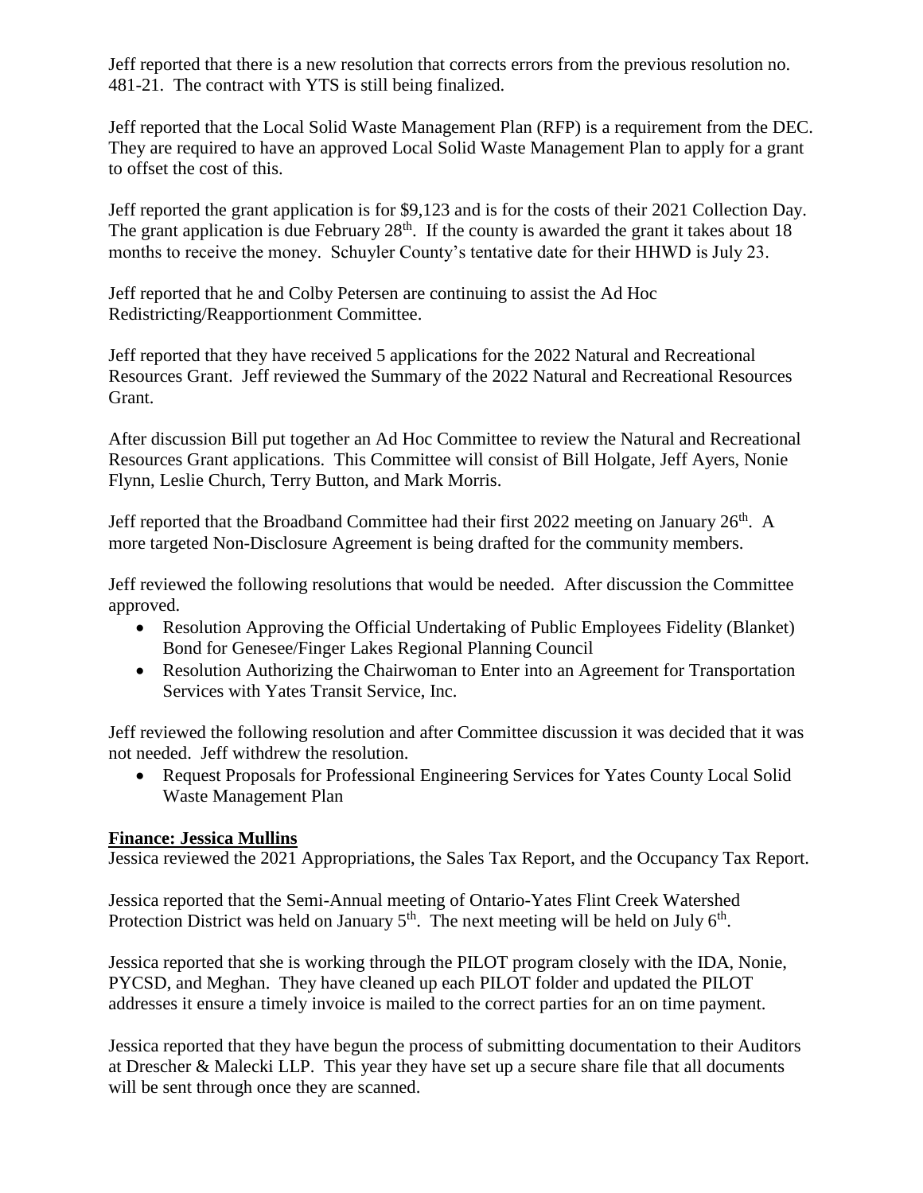Jeff reported that there is a new resolution that corrects errors from the previous resolution no. 481-21. The contract with YTS is still being finalized.

Jeff reported that the Local Solid Waste Management Plan (RFP) is a requirement from the DEC. They are required to have an approved Local Solid Waste Management Plan to apply for a grant to offset the cost of this.

Jeff reported the grant application is for $9,123 and is for the costs of their 2021 Collection Day. The grant application is due February 28th. If the county is awarded the grant it takes about 18 months to receive the money. Schuyler County's tentative date for their HHWD is July 23.

Jeff reported that he and Colby Petersen are continuing to assist the Ad Hoc Redistricting/Reapportionment Committee.

Jeff reported that they have received 5 applications for the 2022 Natural and Recreational Resources Grant. Jeff reviewed the Summary of the 2022 Natural and Recreational Resources Grant.

After discussion Bill put together an Ad Hoc Committee to review the Natural and Recreational Resources Grant applications. This Committee will consist of Bill Holgate, Jeff Ayers, Nonie Flynn, Leslie Church, Terry Button, and Mark Morris.

Jeff reported that the Broadband Committee had their first 2022 meeting on January 26th. A more targeted Non-Disclosure Agreement is being drafted for the community members.

Jeff reviewed the following resolutions that would be needed. After discussion the Committee approved.

- Resolution Approving the Official Undertaking of Public Employees Fidelity (Blanket) Bond for Genesee/Finger Lakes Regional Planning Council
- Resolution Authorizing the Chairwoman to Enter into an Agreement for Transportation Services with Yates Transit Service, Inc.

Jeff reviewed the following resolution and after Committee discussion it was decided that it was not needed. Jeff withdrew the resolution.

- Request Proposals for Professional Engineering Services for Yates County Local Solid Waste Management Plan

**Finance: Jessica Mullins**

Jessica reviewed the 2021 Appropriations, the Sales Tax Report, and the Occupancy Tax Report.

Jessica reported that the Semi-Annual meeting of Ontario-Yates Flint Creek Watershed Protection District was held on January 5th. The next meeting will be held on July 6th.

Jessica reported that she is working through the PILOT program closely with the IDA, Nonie, PYCSD, and Meghan. They have cleaned up each PILOT folder and updated the PILOT addresses it ensure a timely invoice is mailed to the correct parties for an on time payment.

Jessica reported that they have begun the process of submitting documentation to their Auditors at Drescher & Malecki LLP. This year they have set up a secure share file that all documents will be sent through once they are scanned.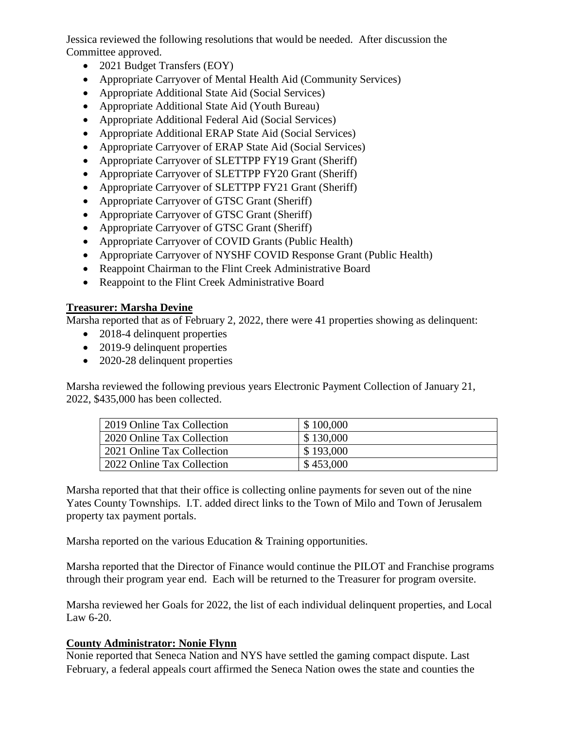Jessica reviewed the following resolutions that would be needed. After discussion the Committee approved.

- 2021 Budget Transfers (EOY)
- Appropriate Carryover of Mental Health Aid (Community Services)
- Appropriate Additional State Aid (Social Services)
- Appropriate Additional State Aid (Youth Bureau)
- Appropriate Additional Federal Aid (Social Services)
- Appropriate Additional ERAP State Aid (Social Services)
- Appropriate Carryover of ERAP State Aid (Social Services)
- Appropriate Carryover of SLETTPP FY19 Grant (Sheriff)
- Appropriate Carryover of SLETTPP FY20 Grant (Sheriff)
- Appropriate Carryover of SLETTPP FY21 Grant (Sheriff)
- Appropriate Carryover of GTSC Grant (Sheriff)
- Appropriate Carryover of GTSC Grant (Sheriff)
- Appropriate Carryover of GTSC Grant (Sheriff)
- Appropriate Carryover of COVID Grants (Public Health)
- Appropriate Carryover of NYSHF COVID Response Grant (Public Health)
- Reappoint Chairman to the Flint Creek Administrative Board
- Reappoint to the Flint Creek Administrative Board

**Treasurer: Marsha Devine**

Marsha reported that as of February 2, 2022, there were 41 properties showing as delinquent:

- 2018-4 delinquent properties
- 2019-9 delinquent properties
- 2020-28 delinquent properties

Marsha reviewed the following previous years Electronic Payment Collection of January 21, 2022, $435,000 has been collected.

| | |
|---|---|
| 2019 Online Tax Collection | $ 100,000 |
| 2020 Online Tax Collection | $ 130,000 |
| 2021 Online Tax Collection | $ 193,000 |
| 2022 Online Tax Collection | $ 453,000 |

Marsha reported that that their office is collecting online payments for seven out of the nine Yates County Townships. I.T. added direct links to the Town of Milo and Town of Jerusalem property tax payment portals.

Marsha reported on the various Education & Training opportunities.

Marsha reported that the Director of Finance would continue the PILOT and Franchise programs through their program year end. Each will be returned to the Treasurer for program oversite.

Marsha reviewed her Goals for 2022, the list of each individual delinquent properties, and Local Law 6-20.

**County Administrator: Nonie Flynn**

Nonie reported that Seneca Nation and NYS have settled the gaming compact dispute. Last February, a federal appeals court affirmed the Seneca Nation owes the state and counties the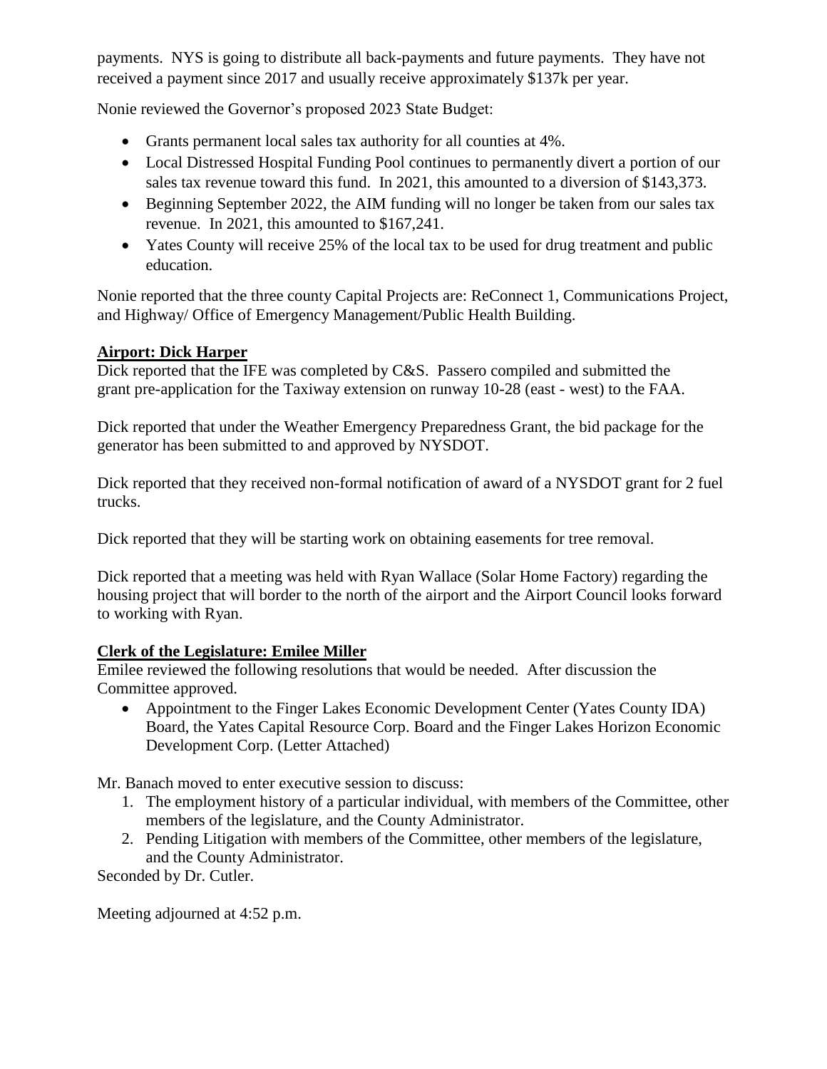payments. NYS is going to distribute all back-payments and future payments. They have not received a payment since 2017 and usually receive approximately $137k per year.

Nonie reviewed the Governor's proposed 2023 State Budget:

- Grants permanent local sales tax authority for all counties at 4%.
- Local Distressed Hospital Funding Pool continues to permanently divert a portion of our sales tax revenue toward this fund. In 2021, this amounted to a diversion of $143,373.
- Beginning September 2022, the AIM funding will no longer be taken from our sales tax revenue. In 2021, this amounted to $167,241.
- Yates County will receive 25% of the local tax to be used for drug treatment and public education.

Nonie reported that the three county Capital Projects are: ReConnect 1, Communications Project, and Highway/ Office of Emergency Management/Public Health Building.

**Airport: Dick Harper**

Dick reported that the IFE was completed by C&S. Passero compiled and submitted the grant pre-application for the Taxiway extension on runway 10-28 (east - west) to the FAA.

Dick reported that under the Weather Emergency Preparedness Grant, the bid package for the generator has been submitted to and approved by NYSDOT.

Dick reported that they received non-formal notification of award of a NYSDOT grant for 2 fuel trucks.

Dick reported that they will be starting work on obtaining easements for tree removal.

Dick reported that a meeting was held with Ryan Wallace (Solar Home Factory) regarding the housing project that will border to the north of the airport and the Airport Council looks forward to working with Ryan.

**Clerk of the Legislature: Emilee Miller**

Emilee reviewed the following resolutions that would be needed. After discussion the Committee approved.

- Appointment to the Finger Lakes Economic Development Center (Yates County IDA) Board, the Yates Capital Resource Corp. Board and the Finger Lakes Horizon Economic Development Corp. (Letter Attached)

Mr. Banach moved to enter executive session to discuss:

1. The employment history of a particular individual, with members of the Committee, other members of the legislature, and the County Administrator.
2. Pending Litigation with members of the Committee, other members of the legislature, and the County Administrator.

Seconded by Dr. Cutler.

Meeting adjourned at 4:52 p.m.